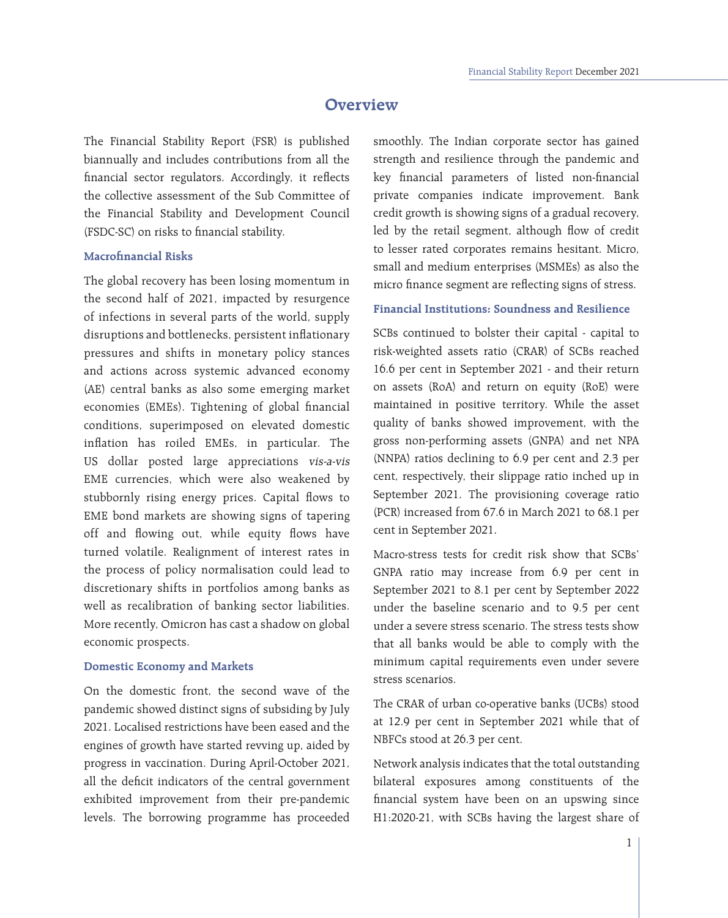# Overview

The Financial Stability Report (FSR) is published biannually and includes contributions from all the financial sector regulators. Accordingly, it reflects the collective assessment of the Sub Committee of the Financial Stability and Development Council (FSDC-SC) on risks to financial stability.

### Macrofinancial Risks

The global recovery has been losing momentum in the second half of 2021, impacted by resurgence of infections in several parts of the world, supply disruptions and bottlenecks, persistent inflationary pressures and shifts in monetary policy stances and actions across systemic advanced economy (AE) central banks as also some emerging market economies (EMEs). Tightening of global financial conditions, superimposed on elevated domestic inflation has roiled EMEs, in particular. The US dollar posted large appreciations *vis-a-vis* EME currencies, which were also weakened by stubbornly rising energy prices. Capital flows to EME bond markets are showing signs of tapering off and flowing out, while equity flows have turned volatile. Realignment of interest rates in the process of policy normalisation could lead to discretionary shifts in portfolios among banks as well as recalibration of banking sector liabilities. More recently, Omicron has cast a shadow on global economic prospects.

### Domestic Economy and Markets

On the domestic front, the second wave of the pandemic showed distinct signs of subsiding by July 2021. Localised restrictions have been eased and the engines of growth have started revving up, aided by progress in vaccination. During April-October 2021, all the deficit indicators of the central government exhibited improvement from their pre-pandemic levels. The borrowing programme has proceeded smoothly. The Indian corporate sector has gained strength and resilience through the pandemic and key financial parameters of listed non-financial private companies indicate improvement. Bank credit growth is showing signs of a gradual recovery, led by the retail segment, although flow of credit to lesser rated corporates remains hesitant. Micro, small and medium enterprises (MSMEs) as also the micro finance segment are reflecting signs of stress.

### Financial Institutions: Soundness and Resilience

SCBs continued to bolster their capital - capital to risk-weighted assets ratio (CRAR) of SCBs reached 16.6 per cent in September 2021 - and their return on assets (RoA) and return on equity (RoE) were maintained in positive territory. While the asset quality of banks showed improvement, with the gross non-performing assets (GNPA) and net NPA (NNPA) ratios declining to 6.9 per cent and 2.3 per cent, respectively, their slippage ratio inched up in September 2021. The provisioning coverage ratio (PCR) increased from 67.6 in March 2021 to 68.1 per cent in September 2021.

Macro-stress tests for credit risk show that SCBs' GNPA ratio may increase from 6.9 per cent in September 2021 to 8.1 per cent by September 2022 under the baseline scenario and to 9.5 per cent under a severe stress scenario. The stress tests show that all banks would be able to comply with the minimum capital requirements even under severe stress scenarios.

The CRAR of urban co-operative banks (UCBs) stood at 12.9 per cent in September 2021 while that of NBFCs stood at 26.3 per cent.

Network analysis indicates that the total outstanding bilateral exposures among constituents of the financial system have been on an upswing since H1:2020-21, with SCBs having the largest share of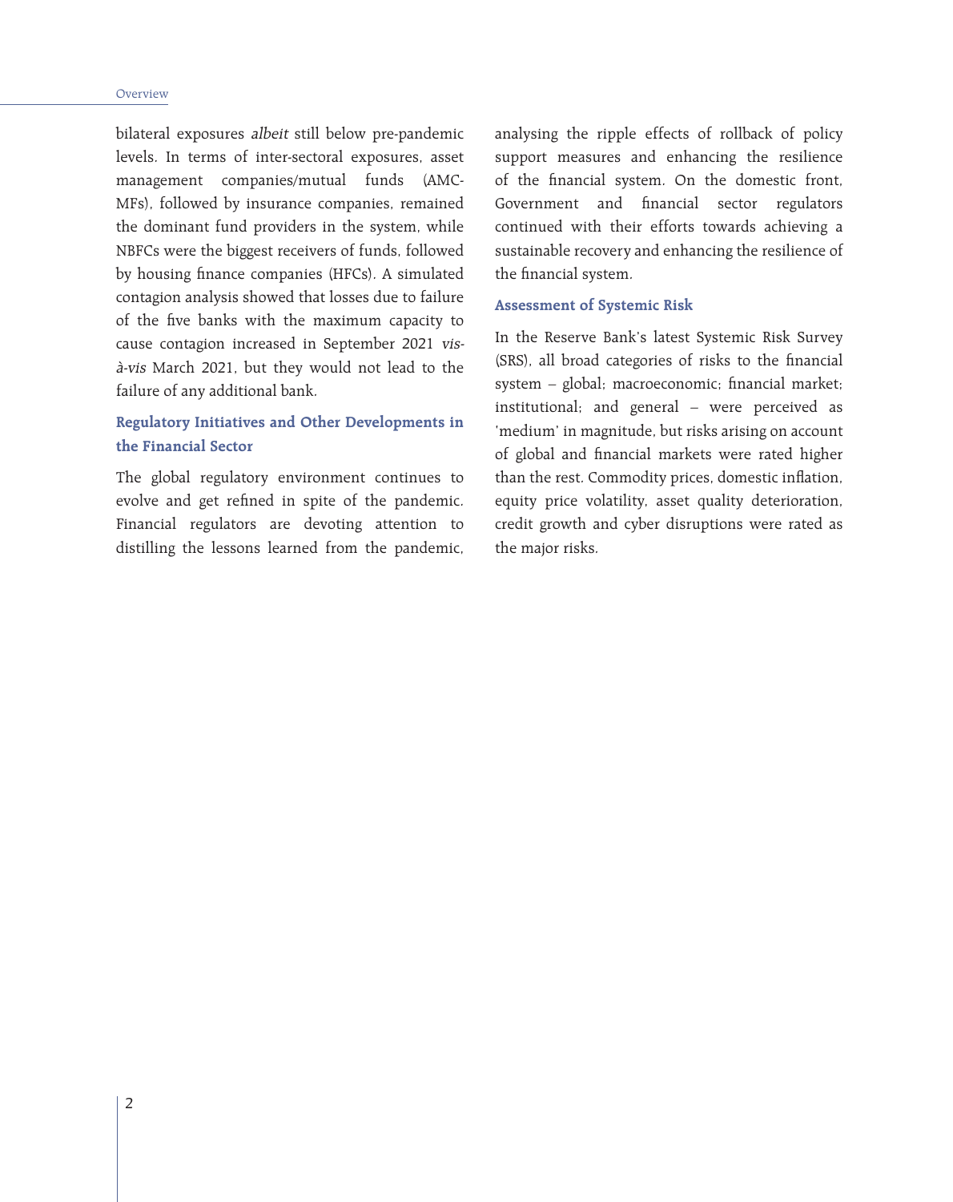bilateral exposures *albeit* still below pre-pandemic levels. In terms of inter-sectoral exposures, asset management companies/mutual funds (AMC-MFs), followed by insurance companies, remained the dominant fund providers in the system, while NBFCs were the biggest receivers of funds, followed by housing finance companies (HFCs). A simulated contagion analysis showed that losses due to failure of the five banks with the maximum capacity to cause contagion increased in September 2021 *vis-à-vis* March 2021, but they would not lead to the failure of any additional bank.

### Regulatory Initiatives and Other Developments in the Financial Sector

The global regulatory environment continues to evolve and get refined in spite of the pandemic. Financial regulators are devoting attention to distilling the lessons learned from the pandemic, analysing the ripple effects of rollback of policy support measures and enhancing the resilience of the financial system. On the domestic front, Government and financial sector regulators continued with their efforts towards achieving a sustainable recovery and enhancing the resilience of the financial system.

### Assessment of Systemic Risk

In the Reserve Bank's latest Systemic Risk Survey (SRS), all broad categories of risks to the financial system – global; macroeconomic; financial market; institutional; and general – were perceived as 'medium' in magnitude, but risks arising on account of global and financial markets were rated higher than the rest. Commodity prices, domestic inflation, equity price volatility, asset quality deterioration, credit growth and cyber disruptions were rated as the major risks.